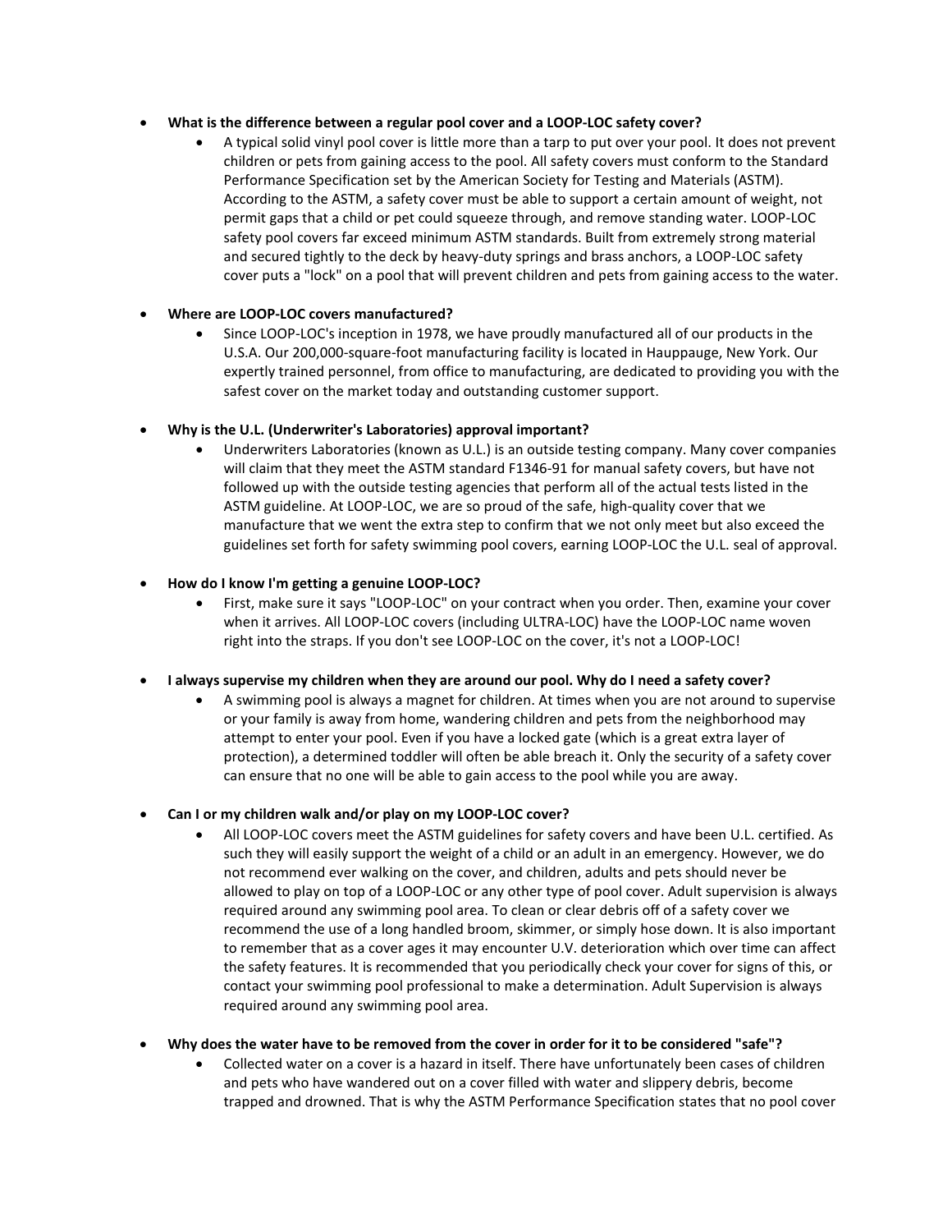- **What is the difference between a regular pool cover and a LOOP-LOC safety cover?**
  - A typical solid vinyl pool cover is little more than a tarp to put over your pool. It does not prevent children or pets from gaining access to the pool. All safety covers must conform to the Standard Performance Specification set by the American Society for Testing and Materials (ASTM). According to the ASTM, a safety cover must be able to support a certain amount of weight, not permit gaps that a child or pet could squeeze through, and remove standing water. LOOP-LOC safety pool covers far exceed minimum ASTM standards. Built from extremely strong material and secured tightly to the deck by heavy-duty springs and brass anchors, a LOOP-LOC safety cover puts a "lock" on a pool that will prevent children and pets from gaining access to the water.

- **Where are LOOP-LOC covers manufactured?**
  - Since LOOP-LOC's inception in 1978, we have proudly manufactured all of our products in the U.S.A. Our 200,000-square-foot manufacturing facility is located in Hauppauge, New York. Our expertly trained personnel, from office to manufacturing, are dedicated to providing you with the safest cover on the market today and outstanding customer support.

- **Why is the U.L. (Underwriter's Laboratories) approval important?**
  - Underwriters Laboratories (known as U.L.) is an outside testing company. Many cover companies will claim that they meet the ASTM standard F1346-91 for manual safety covers, but have not followed up with the outside testing agencies that perform all of the actual tests listed in the ASTM guideline. At LOOP-LOC, we are so proud of the safe, high-quality cover that we manufacture that we went the extra step to confirm that we not only meet but also exceed the guidelines set forth for safety swimming pool covers, earning LOOP-LOC the U.L. seal of approval.

- **How do I know I'm getting a genuine LOOP-LOC?**
  - First, make sure it says "LOOP-LOC" on your contract when you order. Then, examine your cover when it arrives. All LOOP-LOC covers (including ULTRA-LOC) have the LOOP-LOC name woven right into the straps. If you don't see LOOP-LOC on the cover, it's not a LOOP-LOC!

- **I always supervise my children when they are around our pool. Why do I need a safety cover?**
  - A swimming pool is always a magnet for children. At times when you are not around to supervise or your family is away from home, wandering children and pets from the neighborhood may attempt to enter your pool. Even if you have a locked gate (which is a great extra layer of protection), a determined toddler will often be able breach it. Only the security of a safety cover can ensure that no one will be able to gain access to the pool while you are away.

- **Can I or my children walk and/or play on my LOOP-LOC cover?**
  - All LOOP-LOC covers meet the ASTM guidelines for safety covers and have been U.L. certified. As such they will easily support the weight of a child or an adult in an emergency. However, we do not recommend ever walking on the cover, and children, adults and pets should never be allowed to play on top of a LOOP-LOC or any other type of pool cover. Adult supervision is always required around any swimming pool area. To clean or clear debris off of a safety cover we recommend the use of a long handled broom, skimmer, or simply hose down. It is also important to remember that as a cover ages it may encounter U.V. deterioration which over time can affect the safety features. It is recommended that you periodically check your cover for signs of this, or contact your swimming pool professional to make a determination. Adult Supervision is always required around any swimming pool area.

- **Why does the water have to be removed from the cover in order for it to be considered "safe"?**
  - Collected water on a cover is a hazard in itself. There have unfortunately been cases of children and pets who have wandered out on a cover filled with water and slippery debris, become trapped and drowned. That is why the ASTM Performance Specification states that no pool cover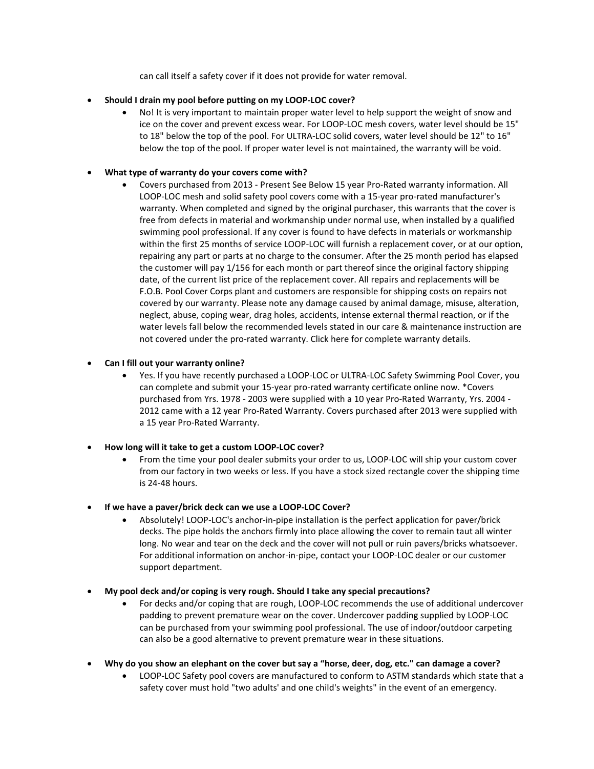can call itself a safety cover if it does not provide for water removal.

- **Should I drain my pool before putting on my LOOP-LOC cover?**
  - No! It is very important to maintain proper water level to help support the weight of snow and ice on the cover and prevent excess wear. For LOOP-LOC mesh covers, water level should be 15" to 18" below the top of the pool. For ULTRA-LOC solid covers, water level should be 12" to 16" below the top of the pool. If proper water level is not maintained, the warranty will be void.

- **What type of warranty do your covers come with?**
  - Covers purchased from 2013 - Present See Below 15 year Pro-Rated warranty information. All LOOP-LOC mesh and solid safety pool covers come with a 15-year pro-rated manufacturer's warranty. When completed and signed by the original purchaser, this warrants that the cover is free from defects in material and workmanship under normal use, when installed by a qualified swimming pool professional. If any cover is found to have defects in materials or workmanship within the first 25 months of service LOOP-LOC will furnish a replacement cover, or at our option, repairing any part or parts at no charge to the consumer. After the 25 month period has elapsed the customer will pay 1/156 for each month or part thereof since the original factory shipping date, of the current list price of the replacement cover. All repairs and replacements will be F.O.B. Pool Cover Corps plant and customers are responsible for shipping costs on repairs not covered by our warranty. Please note any damage caused by animal damage, misuse, alteration, neglect, abuse, coping wear, drag holes, accidents, intense external thermal reaction, or if the water levels fall below the recommended levels stated in our care & maintenance instruction are not covered under the pro-rated warranty. Click here for complete warranty details.

- **Can I fill out your warranty online?**
  - Yes. If you have recently purchased a LOOP-LOC or ULTRA-LOC Safety Swimming Pool Cover, you can complete and submit your 15-year pro-rated warranty certificate online now. *Covers purchased from Yrs. 1978 - 2003 were supplied with a 10 year Pro-Rated Warranty, Yrs. 2004 - 2012 came with a 12 year Pro-Rated Warranty. Covers purchased after 2013 were supplied with a 15 year Pro-Rated Warranty.

- **How long will it take to get a custom LOOP-LOC cover?**
  - From the time your pool dealer submits your order to us, LOOP-LOC will ship your custom cover from our factory in two weeks or less. If you have a stock sized rectangle cover the shipping time is 24-48 hours.

- **If we have a paver/brick deck can we use a LOOP-LOC Cover?**
  - Absolutely! LOOP-LOC's anchor-in-pipe installation is the perfect application for paver/brick decks. The pipe holds the anchors firmly into place allowing the cover to remain taut all winter long. No wear and tear on the deck and the cover will not pull or ruin pavers/bricks whatsoever. For additional information on anchor-in-pipe, contact your LOOP-LOC dealer or our customer support department.

- **My pool deck and/or coping is very rough. Should I take any special precautions?**
  - For decks and/or coping that are rough, LOOP-LOC recommends the use of additional undercover padding to prevent premature wear on the cover. Undercover padding supplied by LOOP-LOC can be purchased from your swimming pool professional. The use of indoor/outdoor carpeting can also be a good alternative to prevent premature wear in these situations.

- **Why do you show an elephant on the cover but say a "horse, deer, dog, etc." can damage a cover?**
  - LOOP-LOC Safety pool covers are manufactured to conform to ASTM standards which state that a safety cover must hold "two adults' and one child's weights" in the event of an emergency.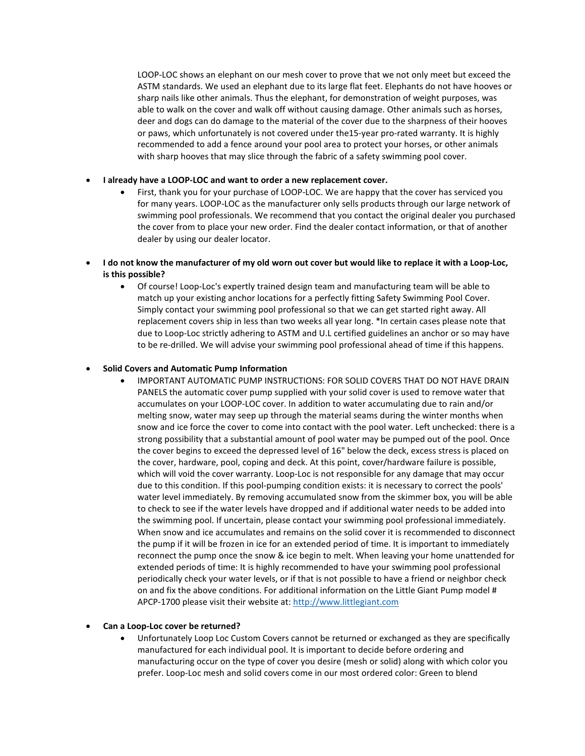LOOP-LOC shows an elephant on our mesh cover to prove that we not only meet but exceed the ASTM standards. We used an elephant due to its large flat feet. Elephants do not have hooves or sharp nails like other animals. Thus the elephant, for demonstration of weight purposes, was able to walk on the cover and walk off without causing damage. Other animals such as horses, deer and dogs can do damage to the material of the cover due to the sharpness of their hooves or paws, which unfortunately is not covered under the15-year pro-rated warranty. It is highly recommended to add a fence around your pool area to protect your horses, or other animals with sharp hooves that may slice through the fabric of a safety swimming pool cover.

- **I already have a LOOP-LOC and want to order a new replacement cover.**
    - First, thank you for your purchase of LOOP-LOC. We are happy that the cover has serviced you for many years. LOOP-LOC as the manufacturer only sells products through our large network of swimming pool professionals. We recommend that you contact the original dealer you purchased the cover from to place your new order. Find the dealer contact information, or that of another dealer by using our dealer locator.

- **I do not know the manufacturer of my old worn out cover but would like to replace it with a Loop-Loc, is this possible?**
    - Of course! Loop-Loc's expertly trained design team and manufacturing team will be able to match up your existing anchor locations for a perfectly fitting Safety Swimming Pool Cover. Simply contact your swimming pool professional so that we can get started right away. All replacement covers ship in less than two weeks all year long. *In certain cases please note that due to Loop-Loc strictly adhering to ASTM and U.L certified guidelines an anchor or so may have to be re-drilled. We will advise your swimming pool professional ahead of time if this happens.

- **Solid Covers and Automatic Pump Information**
    - IMPORTANT AUTOMATIC PUMP INSTRUCTIONS: FOR SOLID COVERS THAT DO NOT HAVE DRAIN PANELS the automatic cover pump supplied with your solid cover is used to remove water that accumulates on your LOOP-LOC cover. In addition to water accumulating due to rain and/or melting snow, water may seep up through the material seams during the winter months when snow and ice force the cover to come into contact with the pool water. Left unchecked: there is a strong possibility that a substantial amount of pool water may be pumped out of the pool. Once the cover begins to exceed the depressed level of 16" below the deck, excess stress is placed on the cover, hardware, pool, coping and deck. At this point, cover/hardware failure is possible, which will void the cover warranty. Loop-Loc is not responsible for any damage that may occur due to this condition. If this pool-pumping condition exists: it is necessary to correct the pools' water level immediately. By removing accumulated snow from the skimmer box, you will be able to check to see if the water levels have dropped and if additional water needs to be added into the swimming pool. If uncertain, please contact your swimming pool professional immediately. When snow and ice accumulates and remains on the solid cover it is recommended to disconnect the pump if it will be frozen in ice for an extended period of time. It is important to immediately reconnect the pump once the snow & ice begin to melt. When leaving your home unattended for extended periods of time: It is highly recommended to have your swimming pool professional periodically check your water levels, or if that is not possible to have a friend or neighbor check on and fix the above conditions. For additional information on the Little Giant Pump model # APCP-1700 please visit their website at: [http://www.littlegiant.com](http://www.littlegiant.com)

- **Can a Loop-Loc cover be returned?**
    - Unfortunately Loop Loc Custom Covers cannot be returned or exchanged as they are specifically manufactured for each individual pool. It is important to decide before ordering and manufacturing occur on the type of cover you desire (mesh or solid) along with which color you prefer. Loop-Loc mesh and solid covers come in our most ordered color: Green to blend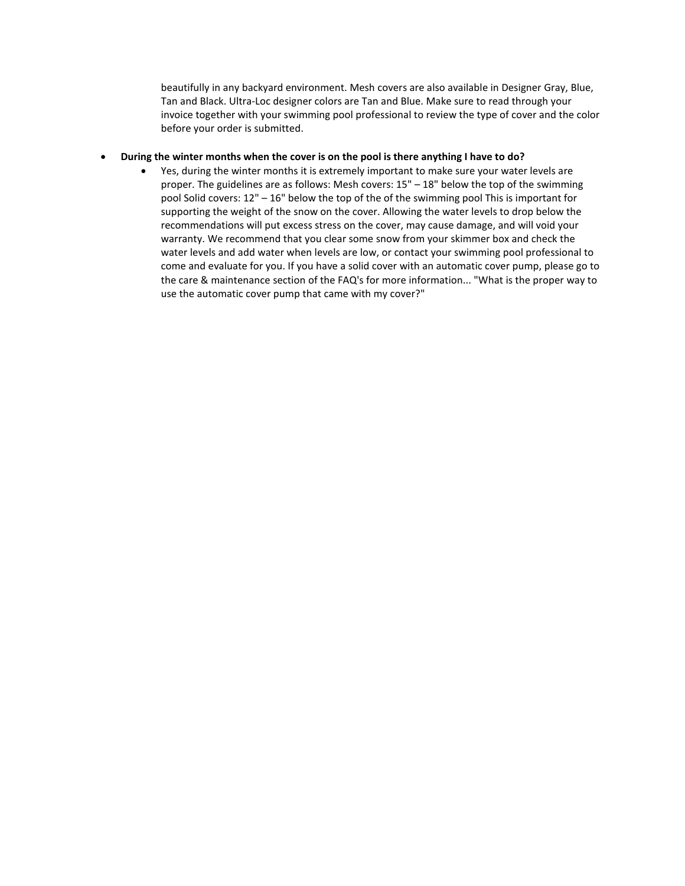beautifully in any backyard environment. Mesh covers are also available in Designer Gray, Blue, Tan and Black. Ultra-Loc designer colors are Tan and Blue. Make sure to read through your invoice together with your swimming pool professional to review the type of cover and the color before your order is submitted.

- **During the winter months when the cover is on the pool is there anything I have to do?**
  - Yes, during the winter months it is extremely important to make sure your water levels are proper. The guidelines are as follows: Mesh covers: 15" – 18" below the top of the swimming pool Solid covers: 12" – 16" below the top of the of the swimming pool This is important for supporting the weight of the snow on the cover. Allowing the water levels to drop below the recommendations will put excess stress on the cover, may cause damage, and will void your warranty. We recommend that you clear some snow from your skimmer box and check the water levels and add water when levels are low, or contact your swimming pool professional to come and evaluate for you. If you have a solid cover with an automatic cover pump, please go to the care & maintenance section of the FAQ's for more information... "What is the proper way to use the automatic cover pump that came with my cover?"